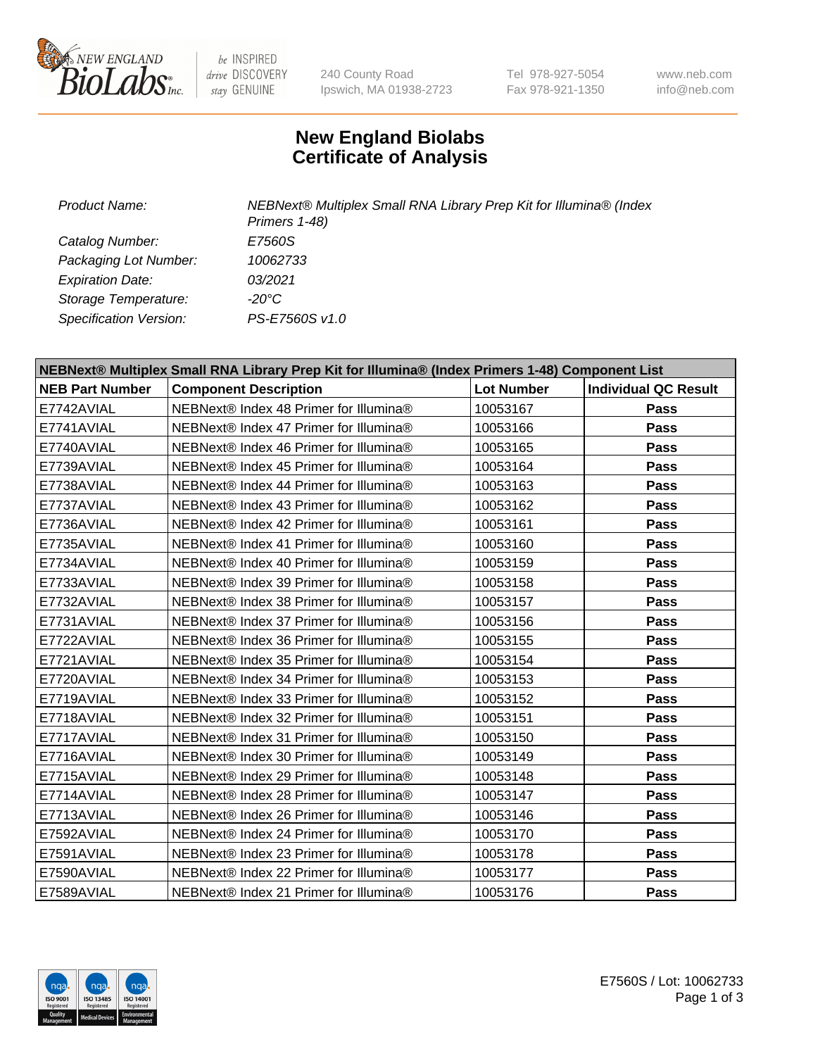240 County Road
Ipswich, MA 01938-2723

Tel 978-927-5054
Fax 978-921-1350

www.neb.com
info@neb.com

# New England Biolabs
# Certificate of Analysis

| | |
|---|---|
| *Product Name:* | *NEBNext® Multiplex Small RNA Library Prep Kit for Illumina® (Index Primers 1-48)* |
| *Catalog Number:* | *E7560S* |
| *Packaging Lot Number:* | *10062733* |
| *Expiration Date:* | *03/2021* |
| *Storage Temperature:* | *-20°C* |
| *Specification Version:* | *PS-E7560S v1.0* |

| **NEBNext® Multiplex Small RNA Library Prep Kit for Illumina® (Index Primers 1-48) Component List** | | | |
|---|---|---|---|
| **NEB Part Number** | **Component Description** | **Lot Number** | **Individual QC Result** |
| E7742AVIAL | NEBNext® Index 48 Primer for Illumina® | 10053167 | **Pass** |
| E7741AVIAL | NEBNext® Index 47 Primer for Illumina® | 10053166 | **Pass** |
| E7740AVIAL | NEBNext® Index 46 Primer for Illumina® | 10053165 | **Pass** |
| E7739AVIAL | NEBNext® Index 45 Primer for Illumina® | 10053164 | **Pass** |
| E7738AVIAL | NEBNext® Index 44 Primer for Illumina® | 10053163 | **Pass** |
| E7737AVIAL | NEBNext® Index 43 Primer for Illumina® | 10053162 | **Pass** |
| E7736AVIAL | NEBNext® Index 42 Primer for Illumina® | 10053161 | **Pass** |
| E7735AVIAL | NEBNext® Index 41 Primer for Illumina® | 10053160 | **Pass** |
| E7734AVIAL | NEBNext® Index 40 Primer for Illumina® | 10053159 | **Pass** |
| E7733AVIAL | NEBNext® Index 39 Primer for Illumina® | 10053158 | **Pass** |
| E7732AVIAL | NEBNext® Index 38 Primer for Illumina® | 10053157 | **Pass** |
| E7731AVIAL | NEBNext® Index 37 Primer for Illumina® | 10053156 | **Pass** |
| E7722AVIAL | NEBNext® Index 36 Primer for Illumina® | 10053155 | **Pass** |
| E7721AVIAL | NEBNext® Index 35 Primer for Illumina® | 10053154 | **Pass** |
| E7720AVIAL | NEBNext® Index 34 Primer for Illumina® | 10053153 | **Pass** |
| E7719AVIAL | NEBNext® Index 33 Primer for Illumina® | 10053152 | **Pass** |
| E7718AVIAL | NEBNext® Index 32 Primer for Illumina® | 10053151 | **Pass** |
| E7717AVIAL | NEBNext® Index 31 Primer for Illumina® | 10053150 | **Pass** |
| E7716AVIAL | NEBNext® Index 30 Primer for Illumina® | 10053149 | **Pass** |
| E7715AVIAL | NEBNext® Index 29 Primer for Illumina® | 10053148 | **Pass** |
| E7714AVIAL | NEBNext® Index 28 Primer for Illumina® | 10053147 | **Pass** |
| E7713AVIAL | NEBNext® Index 26 Primer for Illumina® | 10053146 | **Pass** |
| E7592AVIAL | NEBNext® Index 24 Primer for Illumina® | 10053170 | **Pass** |
| E7591AVIAL | NEBNext® Index 23 Primer for Illumina® | 10053178 | **Pass** |
| E7590AVIAL | NEBNext® Index 22 Primer for Illumina® | 10053177 | **Pass** |
| E7589AVIAL | NEBNext® Index 21 Primer for Illumina® | 10053176 | **Pass** |

E7560S / Lot: 10062733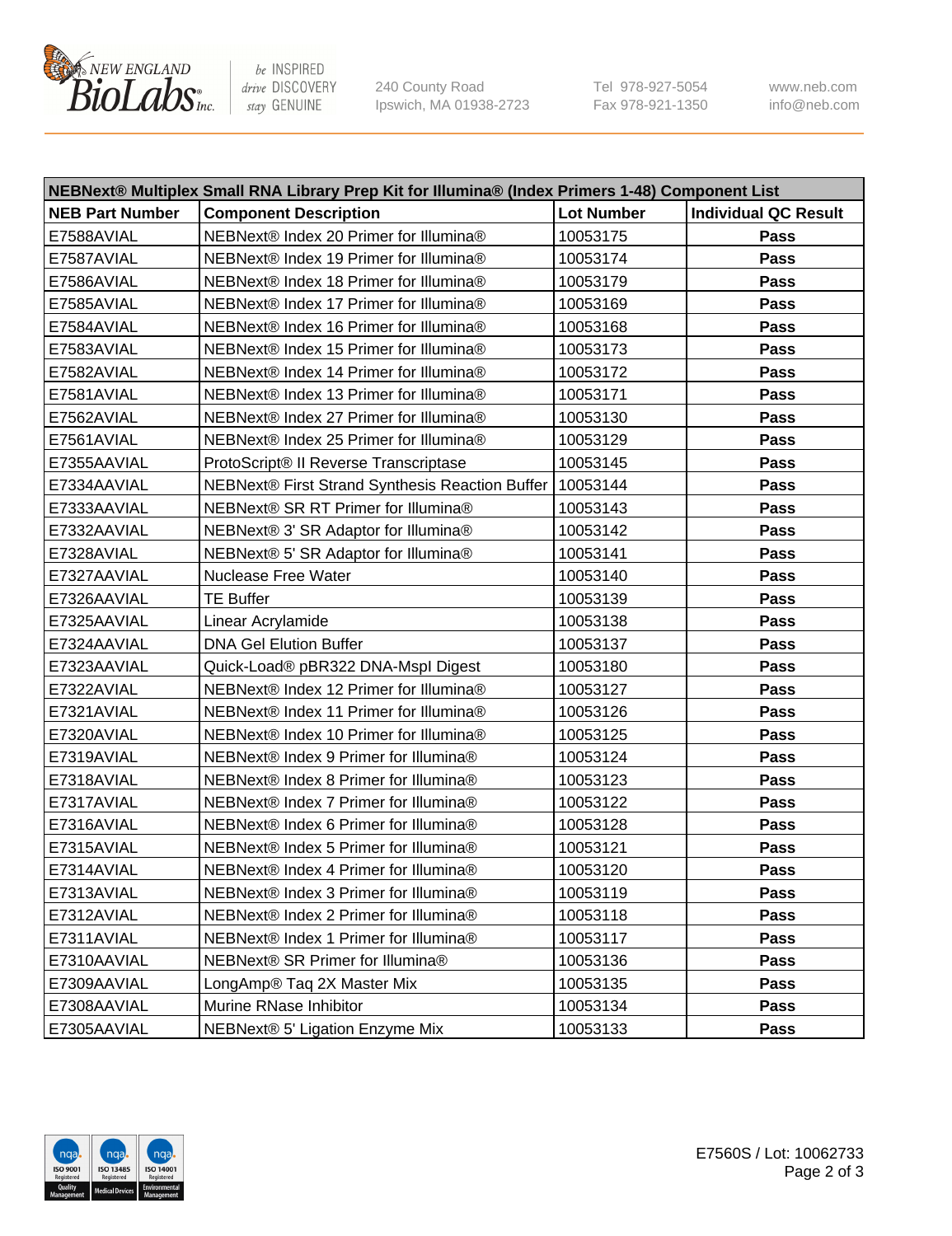| NEBNext® Multiplex Small RNA Library Prep Kit for Illumina® (Index Primers 1-48) Component List | | | |
|---|---|---|---|
| **NEB Part Number** | **Component Description** | **Lot Number** | **Individual QC Result** |
| E7588AVIAL | NEBNext® Index 20 Primer for Illumina® | 10053175 | **Pass** |
| E7587AVIAL | NEBNext® Index 19 Primer for Illumina® | 10053174 | **Pass** |
| E7586AVIAL | NEBNext® Index 18 Primer for Illumina® | 10053179 | **Pass** |
| E7585AVIAL | NEBNext® Index 17 Primer for Illumina® | 10053169 | **Pass** |
| E7584AVIAL | NEBNext® Index 16 Primer for Illumina® | 10053168 | **Pass** |
| E7583AVIAL | NEBNext® Index 15 Primer for Illumina® | 10053173 | **Pass** |
| E7582AVIAL | NEBNext® Index 14 Primer for Illumina® | 10053172 | **Pass** |
| E7581AVIAL | NEBNext® Index 13 Primer for Illumina® | 10053171 | **Pass** |
| E7562AVIAL | NEBNext® Index 27 Primer for Illumina® | 10053130 | **Pass** |
| E7561AVIAL | NEBNext® Index 25 Primer for Illumina® | 10053129 | **Pass** |
| E7355AAVIAL | ProtoScript® II Reverse Transcriptase | 10053145 | **Pass** |
| E7334AAVIAL | NEBNext® First Strand Synthesis Reaction Buffer | 10053144 | **Pass** |
| E7333AAVIAL | NEBNext® SR RT Primer for Illumina® | 10053143 | **Pass** |
| E7332AAVIAL | NEBNext® 3' SR Adaptor for Illumina® | 10053142 | **Pass** |
| E7328AVIAL | NEBNext® 5' SR Adaptor for Illumina® | 10053141 | **Pass** |
| E7327AAVIAL | Nuclease Free Water | 10053140 | **Pass** |
| E7326AAVIAL | TE Buffer | 10053139 | **Pass** |
| E7325AAVIAL | Linear Acrylamide | 10053138 | **Pass** |
| E7324AAVIAL | DNA Gel Elution Buffer | 10053137 | **Pass** |
| E7323AAVIAL | Quick-Load® pBR322 DNA-MspI Digest | 10053180 | **Pass** |
| E7322AVIAL | NEBNext® Index 12 Primer for Illumina® | 10053127 | **Pass** |
| E7321AVIAL | NEBNext® Index 11 Primer for Illumina® | 10053126 | **Pass** |
| E7320AVIAL | NEBNext® Index 10 Primer for Illumina® | 10053125 | **Pass** |
| E7319AVIAL | NEBNext® Index 9 Primer for Illumina® | 10053124 | **Pass** |
| E7318AVIAL | NEBNext® Index 8 Primer for Illumina® | 10053123 | **Pass** |
| E7317AVIAL | NEBNext® Index 7 Primer for Illumina® | 10053122 | **Pass** |
| E7316AVIAL | NEBNext® Index 6 Primer for Illumina® | 10053128 | **Pass** |
| E7315AVIAL | NEBNext® Index 5 Primer for Illumina® | 10053121 | **Pass** |
| E7314AVIAL | NEBNext® Index 4 Primer for Illumina® | 10053120 | **Pass** |
| E7313AVIAL | NEBNext® Index 3 Primer for Illumina® | 10053119 | **Pass** |
| E7312AVIAL | NEBNext® Index 2 Primer for Illumina® | 10053118 | **Pass** |
| E7311AVIAL | NEBNext® Index 1 Primer for Illumina® | 10053117 | **Pass** |
| E7310AAVIAL | NEBNext® SR Primer for Illumina® | 10053136 | **Pass** |
| E7309AAVIAL | LongAmp® Taq 2X Master Mix | 10053135 | **Pass** |
| E7308AAVIAL | Murine RNase Inhibitor | 10053134 | **Pass** |
| E7305AAVIAL | NEBNext® 5' Ligation Enzyme Mix | 10053133 | **Pass** |

E7560S / Lot: 10062733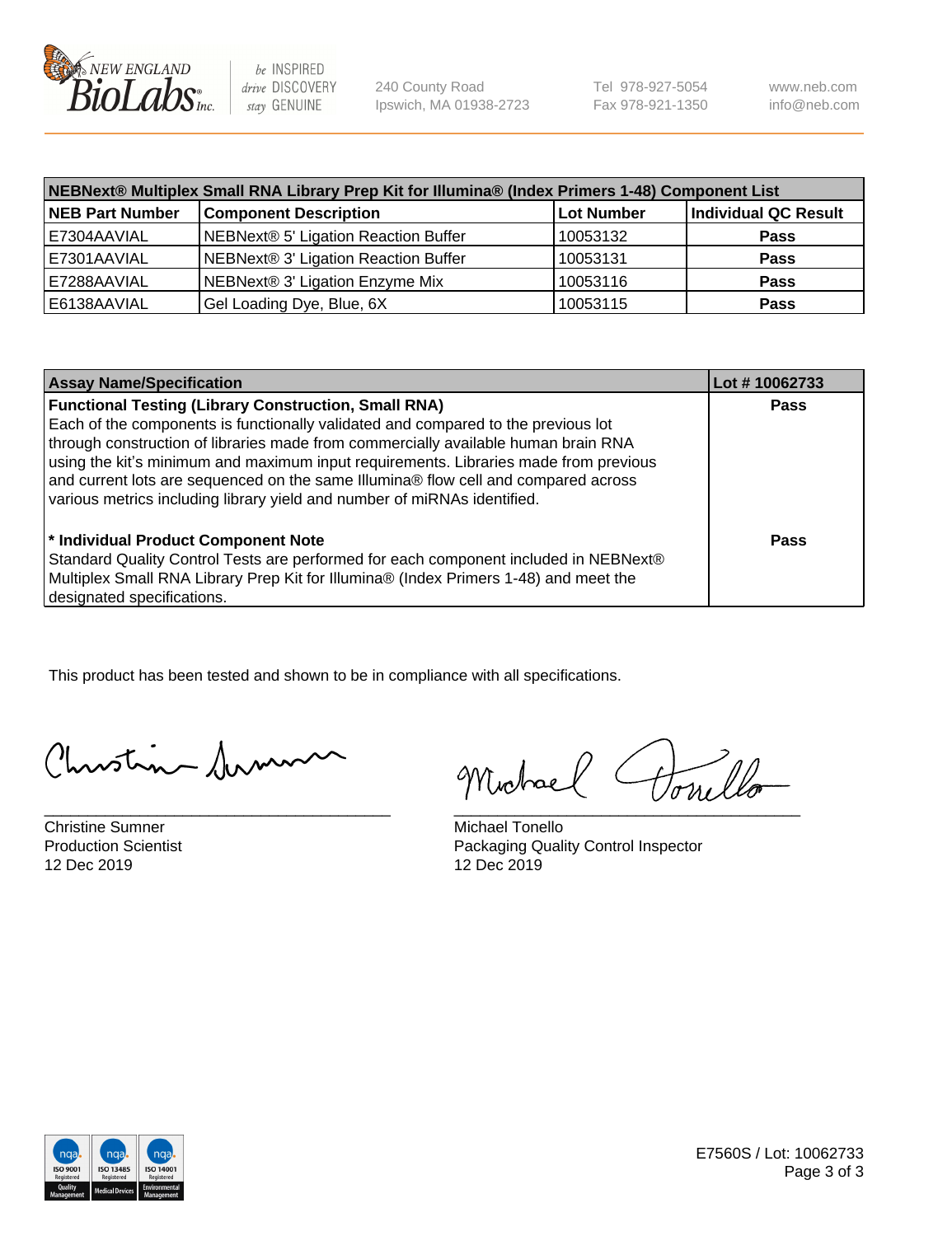240 County Road
Ipswich, MA 01938-2723

Tel 978-927-5054
Fax 978-921-1350

www.neb.com
info@neb.com

| NEBNext® Multiplex Small RNA Library Prep Kit for Illumina® (Index Primers 1-48) Component List | | | |
|---|---|---|---|
| **NEB Part Number** | **Component Description** | **Lot Number** | **Individual QC Result** |
| E7304AAVIAL | NEBNext® 5' Ligation Reaction Buffer | 10053132 | **Pass** |
| E7301AAVIAL | NEBNext® 3' Ligation Reaction Buffer | 10053131 | **Pass** |
| E7288AAVIAL | NEBNext® 3' Ligation Enzyme Mix | 10053116 | **Pass** |
| E6138AAVIAL | Gel Loading Dye, Blue, 6X | 10053115 | **Pass** |

| Assay Name/Specification | Lot # 10062733 |
|---|---|
| **Functional Testing (Library Construction, Small RNA)** Each of the components is functionally validated and compared to the previous lot through construction of libraries made from commercially available human brain RNA using the kit's minimum and maximum input requirements. Libraries made from previous and current lots are sequenced on the same Illumina® flow cell and compared across various metrics including library yield and number of miRNAs identified. | **Pass** |
| **\* Individual Product Component Note** Standard Quality Control Tests are performed for each component included in NEBNext® Multiplex Small RNA Library Prep Kit for Illumina® (Index Primers 1-48) and meet the designated specifications. | **Pass** |

This product has been tested and shown to be in compliance with all specifications.

Christine Sumner
Production Scientist
12 Dec 2019

Michael Tonello
Packaging Quality Control Inspector
12 Dec 2019

E7560S / Lot: 10062733